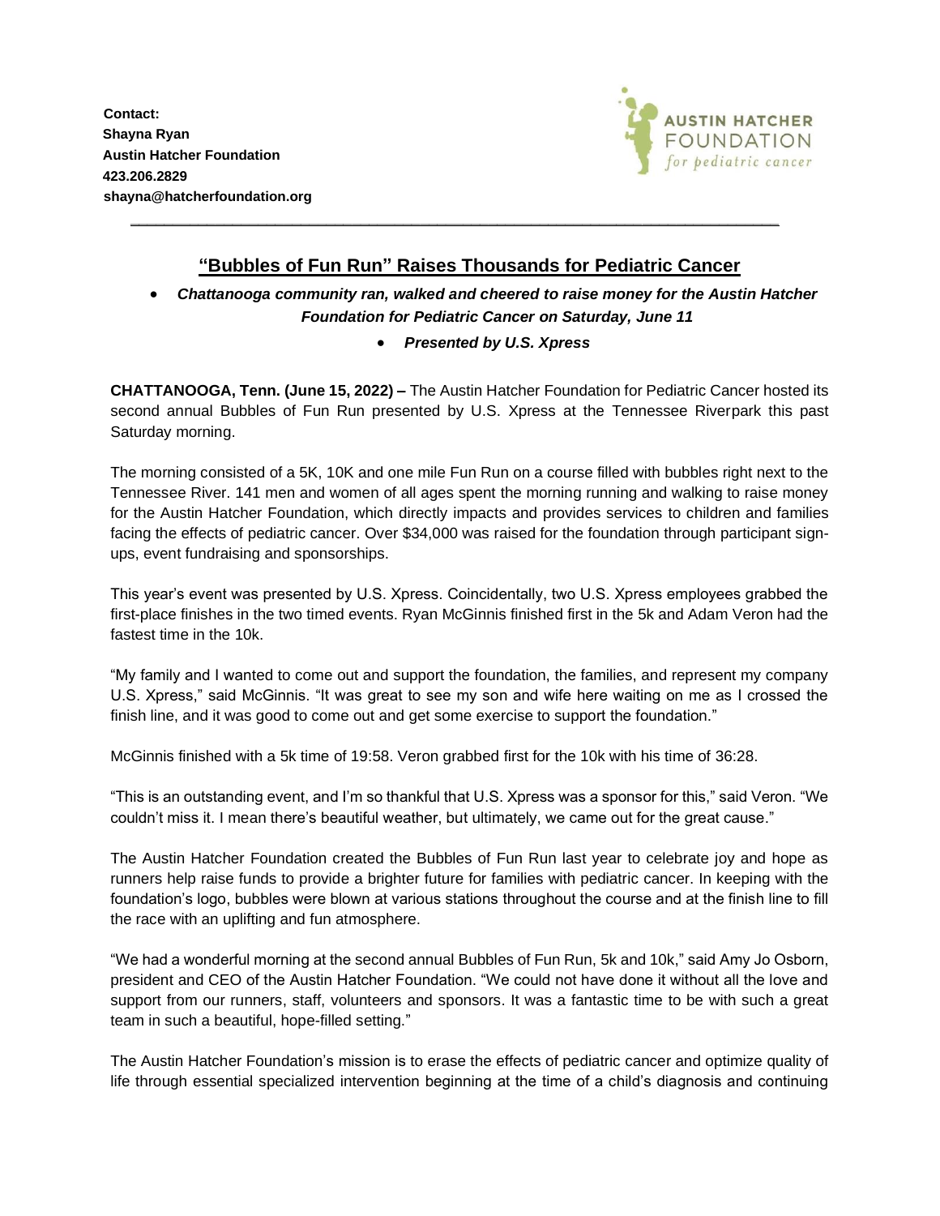**Contact:**
**Shayna Ryan**
**Austin Hatcher Foundation**
**423.206.2829**
**shayna@hatcherfoundation.org**

AUSTIN HATCHER FOUNDATION *for pediatric cancer*

---

## "Bubbles of Fun Run" Raises Thousands for Pediatric Cancer

- ***Chattanooga community ran, walked and cheered to raise money for the Austin Hatcher Foundation for Pediatric Cancer on Saturday, June 11***
- ***Presented by U.S. Xpress***

**CHATTANOOGA, Tenn. (June 15, 2022) –** The Austin Hatcher Foundation for Pediatric Cancer hosted its second annual Bubbles of Fun Run presented by U.S. Xpress at the Tennessee Riverpark this past Saturday morning.

The morning consisted of a 5K, 10K and one mile Fun Run on a course filled with bubbles right next to the Tennessee River. 141 men and women of all ages spent the morning running and walking to raise money for the Austin Hatcher Foundation, which directly impacts and provides services to children and families facing the effects of pediatric cancer. Over $34,000 was raised for the foundation through participant sign-ups, event fundraising and sponsorships.

This year's event was presented by U.S. Xpress. Coincidentally, two U.S. Xpress employees grabbed the first-place finishes in the two timed events. Ryan McGinnis finished first in the 5k and Adam Veron had the fastest time in the 10k.

"My family and I wanted to come out and support the foundation, the families, and represent my company U.S. Xpress," said McGinnis. "It was great to see my son and wife here waiting on me as I crossed the finish line, and it was good to come out and get some exercise to support the foundation."

McGinnis finished with a 5k time of 19:58. Veron grabbed first for the 10k with his time of 36:28.

"This is an outstanding event, and I'm so thankful that U.S. Xpress was a sponsor for this," said Veron. "We couldn't miss it. I mean there's beautiful weather, but ultimately, we came out for the great cause."

The Austin Hatcher Foundation created the Bubbles of Fun Run last year to celebrate joy and hope as runners help raise funds to provide a brighter future for families with pediatric cancer. In keeping with the foundation's logo, bubbles were blown at various stations throughout the course and at the finish line to fill the race with an uplifting and fun atmosphere.

"We had a wonderful morning at the second annual Bubbles of Fun Run, 5k and 10k," said Amy Jo Osborn, president and CEO of the Austin Hatcher Foundation. "We could not have done it without all the love and support from our runners, staff, volunteers and sponsors. It was a fantastic time to be with such a great team in such a beautiful, hope-filled setting."

The Austin Hatcher Foundation's mission is to erase the effects of pediatric cancer and optimize quality of life through essential specialized intervention beginning at the time of a child's diagnosis and continuing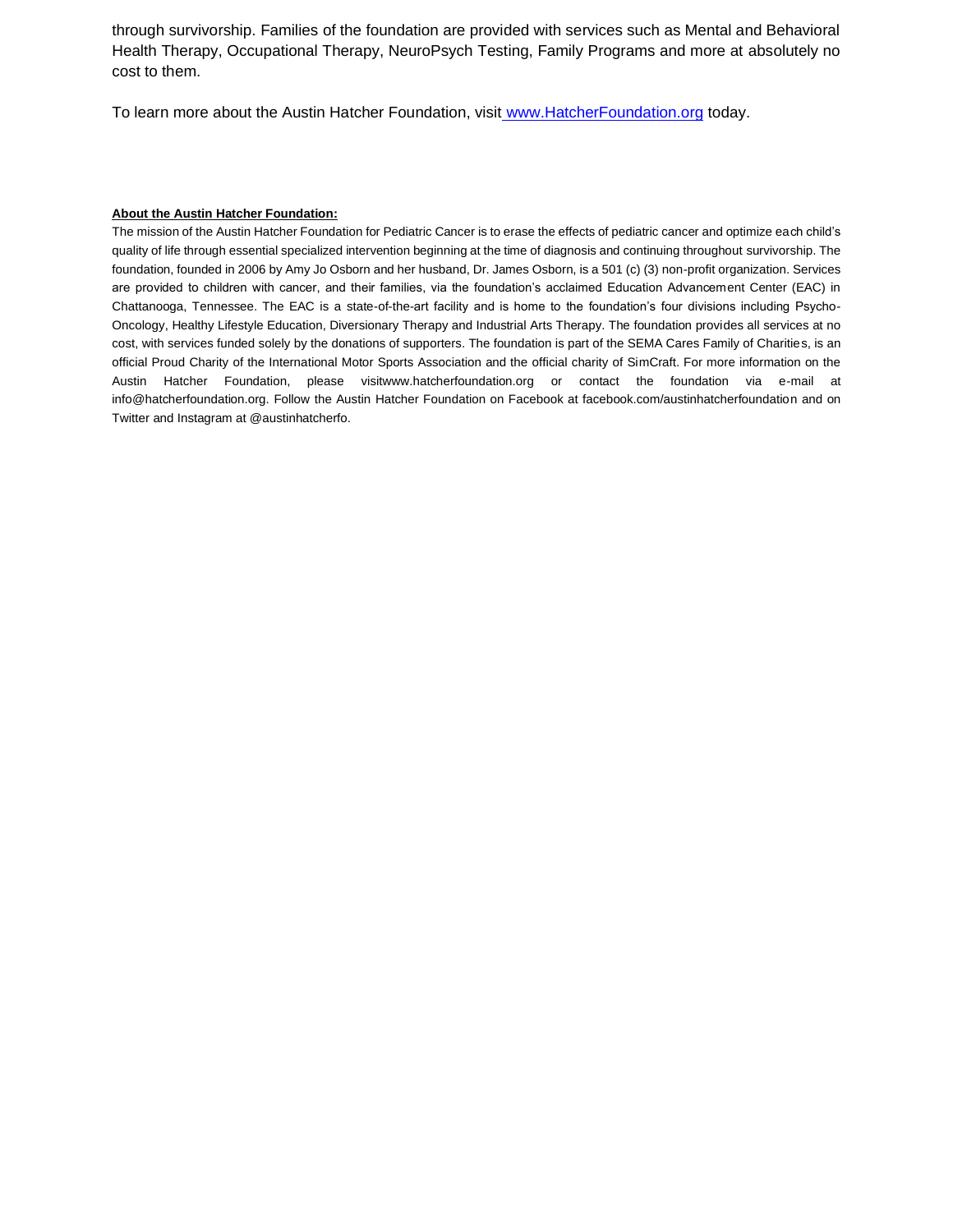through survivorship. Families of the foundation are provided with services such as Mental and Behavioral Health Therapy, Occupational Therapy, NeuroPsych Testing, Family Programs and more at absolutely no cost to them.

To learn more about the Austin Hatcher Foundation, visit [www.HatcherFoundation.org](http://www.HatcherFoundation.org) today.

**About the Austin Hatcher Foundation:**

The mission of the Austin Hatcher Foundation for Pediatric Cancer is to erase the effects of pediatric cancer and optimize each child's quality of life through essential specialized intervention beginning at the time of diagnosis and continuing throughout survivorship. The foundation, founded in 2006 by Amy Jo Osborn and her husband, Dr. James Osborn, is a 501 (c) (3) non-profit organization. Services are provided to children with cancer, and their families, via the foundation's acclaimed Education Advancement Center (EAC) in Chattanooga, Tennessee. The EAC is a state-of-the-art facility and is home to the foundation's four divisions including Psycho-Oncology, Healthy Lifestyle Education, Diversionary Therapy and Industrial Arts Therapy. The foundation provides all services at no cost, with services funded solely by the donations of supporters. The foundation is part of the SEMA Cares Family of Charities, is an official Proud Charity of the International Motor Sports Association and the official charity of SimCraft. For more information on the Austin Hatcher Foundation, please visitwww.hatcherfoundation.org or contact the foundation via e-mail at info@hatcherfoundation.org. Follow the Austin Hatcher Foundation on Facebook at facebook.com/austinhatcherfoundation and on Twitter and Instagram at @austinhatcherfo.